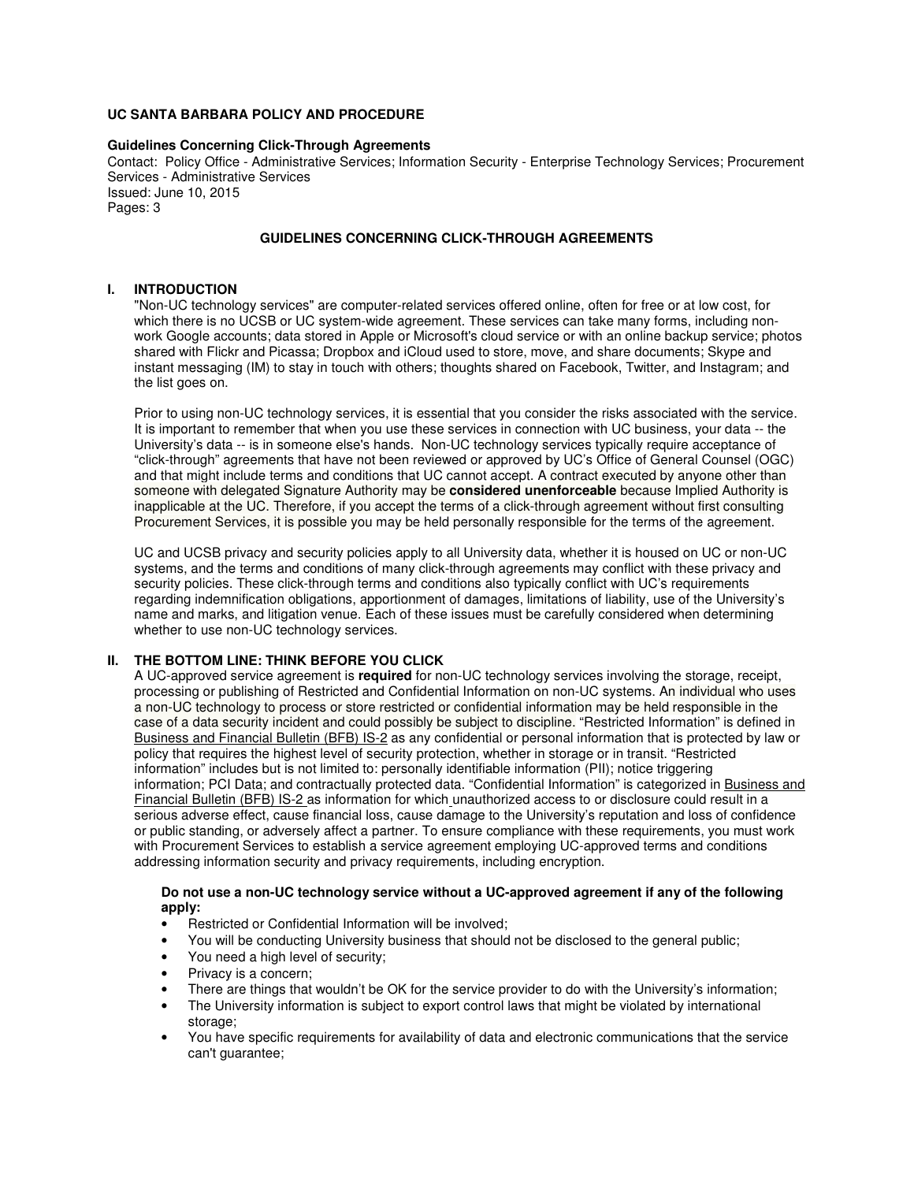**UC SANTA BARBARA POLICY AND PROCEDURE**

**Guidelines Concerning Click-Through Agreements**
Contact: Policy Office - Administrative Services; Information Security - Enterprise Technology Services; Procurement Services - Administrative Services
Issued: June 10, 2015
Pages: 3

# GUIDELINES CONCERNING CLICK-THROUGH AGREEMENTS

## I. INTRODUCTION

"Non-UC technology services" are computer-related services offered online, often for free or at low cost, for which there is no UCSB or UC system-wide agreement. These services can take many forms, including non-work Google accounts; data stored in Apple or Microsoft's cloud service or with an online backup service; photos shared with Flickr and Picassa; Dropbox and iCloud used to store, move, and share documents; Skype and instant messaging (IM) to stay in touch with others; thoughts shared on Facebook, Twitter, and Instagram; and the list goes on.

Prior to using non-UC technology services, it is essential that you consider the risks associated with the service. It is important to remember that when you use these services in connection with UC business, your data -- the University's data -- is in someone else's hands. Non-UC technology services typically require acceptance of "click-through" agreements that have not been reviewed or approved by UC's Office of General Counsel (OGC) and that might include terms and conditions that UC cannot accept. A contract executed by anyone other than someone with delegated Signature Authority may be **considered unenforceable** because Implied Authority is inapplicable at the UC. Therefore, if you accept the terms of a click-through agreement without first consulting Procurement Services, it is possible you may be held personally responsible for the terms of the agreement.

UC and UCSB privacy and security policies apply to all University data, whether it is housed on UC or non-UC systems, and the terms and conditions of many click-through agreements may conflict with these privacy and security policies. These click-through terms and conditions also typically conflict with UC's requirements regarding indemnification obligations, apportionment of damages, limitations of liability, use of the University's name and marks, and litigation venue. Each of these issues must be carefully considered when determining whether to use non-UC technology services.

## II. THE BOTTOM LINE: THINK BEFORE YOU CLICK

A UC-approved service agreement is **required** for non-UC technology services involving the storage, receipt, processing or publishing of Restricted and Confidential Information on non-UC systems. An individual who uses a non-UC technology to process or store restricted or confidential information may be held responsible in the case of a data security incident and could possibly be subject to discipline. "Restricted Information" is defined in Business and Financial Bulletin (BFB) IS-2 as any confidential or personal information that is protected by law or policy that requires the highest level of security protection, whether in storage or in transit. "Restricted information" includes but is not limited to: personally identifiable information (PII); notice triggering information; PCI Data; and contractually protected data. "Confidential Information" is categorized in Business and Financial Bulletin (BFB) IS-2 as information for which unauthorized access to or disclosure could result in a serious adverse effect, cause financial loss, cause damage to the University's reputation and loss of confidence or public standing, or adversely affect a partner. To ensure compliance with these requirements, you must work with Procurement Services to establish a service agreement employing UC-approved terms and conditions addressing information security and privacy requirements, including encryption.

**Do not use a non-UC technology service without a UC-approved agreement if any of the following apply:**

- Restricted or Confidential Information will be involved;
- You will be conducting University business that should not be disclosed to the general public;
- You need a high level of security;
- Privacy is a concern;
- There are things that wouldn't be OK for the service provider to do with the University's information;
- The University information is subject to export control laws that might be violated by international storage;
- You have specific requirements for availability of data and electronic communications that the service can't guarantee;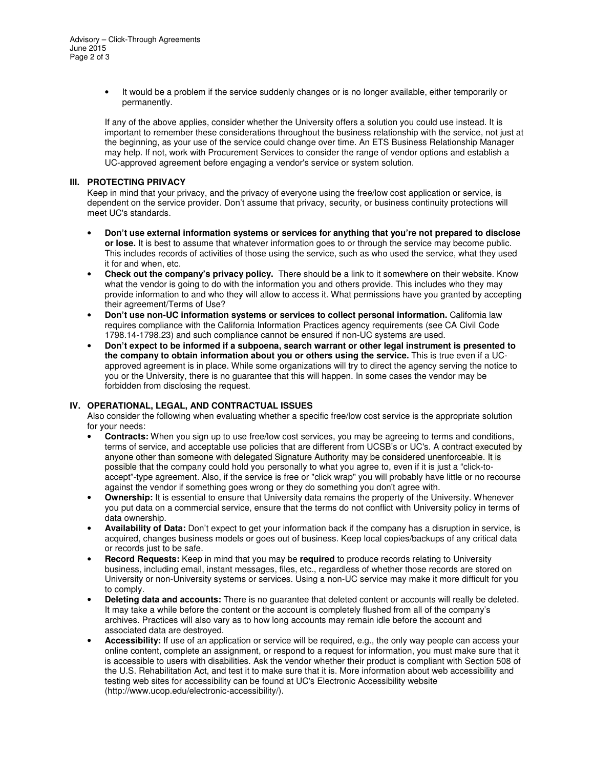- It would be a problem if the service suddenly changes or is no longer available, either temporarily or permanently.

If any of the above applies, consider whether the University offers a solution you could use instead. It is important to remember these considerations throughout the business relationship with the service, not just at the beginning, as your use of the service could change over time. An ETS Business Relationship Manager may help. If not, work with Procurement Services to consider the range of vendor options and establish a UC-approved agreement before engaging a vendor's service or system solution.

## III. PROTECTING PRIVACY

Keep in mind that your privacy, and the privacy of everyone using the free/low cost application or service, is dependent on the service provider. Don't assume that privacy, security, or business continuity protections will meet UC's standards.

- **Don't use external information systems or services for anything that you're not prepared to disclose or lose.** It is best to assume that whatever information goes to or through the service may become public. This includes records of activities of those using the service, such as who used the service, what they used it for and when, etc.
- **Check out the company's privacy policy.** There should be a link to it somewhere on their website. Know what the vendor is going to do with the information you and others provide. This includes who they may provide information to and who they will allow to access it. What permissions have you granted by accepting their agreement/Terms of Use?
- **Don't use non-UC information systems or services to collect personal information.** California law requires compliance with the California Information Practices agency requirements (see CA Civil Code 1798.14-1798.23) and such compliance cannot be ensured if non-UC systems are used.
- **Don't expect to be informed if a subpoena, search warrant or other legal instrument is presented to the company to obtain information about you or others using the service.** This is true even if a UC-approved agreement is in place. While some organizations will try to direct the agency serving the notice to you or the University, there is no guarantee that this will happen. In some cases the vendor may be forbidden from disclosing the request.

## IV. OPERATIONAL, LEGAL, AND CONTRACTUAL ISSUES

Also consider the following when evaluating whether a specific free/low cost service is the appropriate solution for your needs:

- **Contracts:** When you sign up to use free/low cost services, you may be agreeing to terms and conditions, terms of service, and acceptable use policies that are different from UCSB's or UC's. A contract executed by anyone other than someone with delegated Signature Authority may be considered unenforceable. It is possible that the company could hold you personally to what you agree to, even if it is just a "click-to-accept"-type agreement. Also, if the service is free or "click wrap" you will probably have little or no recourse against the vendor if something goes wrong or they do something you don't agree with.
- **Ownership:** It is essential to ensure that University data remains the property of the University. Whenever you put data on a commercial service, ensure that the terms do not conflict with University policy in terms of data ownership.
- **Availability of Data:** Don't expect to get your information back if the company has a disruption in service, is acquired, changes business models or goes out of business. Keep local copies/backups of any critical data or records just to be safe.
- **Record Requests:** Keep in mind that you may be **required** to produce records relating to University business, including email, instant messages, files, etc., regardless of whether those records are stored on University or non-University systems or services. Using a non-UC service may make it more difficult for you to comply.
- **Deleting data and accounts:** There is no guarantee that deleted content or accounts will really be deleted. It may take a while before the content or the account is completely flushed from all of the company's archives. Practices will also vary as to how long accounts may remain idle before the account and associated data are destroyed.
- **Accessibility:** If use of an application or service will be required, e.g., the only way people can access your online content, complete an assignment, or respond to a request for information, you must make sure that it is accessible to users with disabilities. Ask the vendor whether their product is compliant with Section 508 of the U.S. Rehabilitation Act, and test it to make sure that it is. More information about web accessibility and testing web sites for accessibility can be found at UC's Electronic Accessibility website (http://www.ucop.edu/electronic-accessibility/).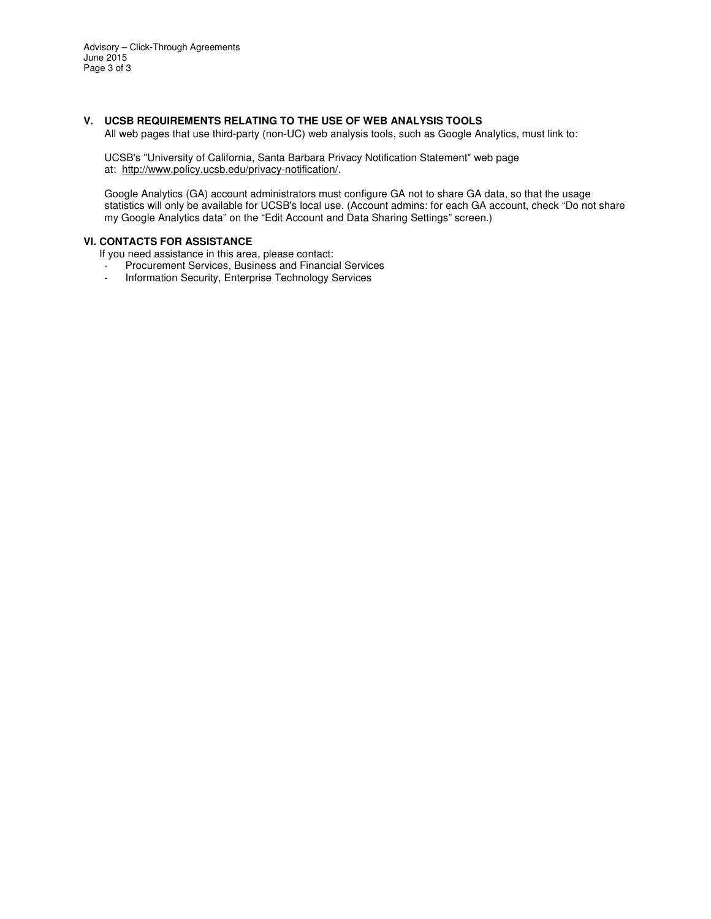## V. UCSB REQUIREMENTS RELATING TO THE USE OF WEB ANALYSIS TOOLS

All web pages that use third-party (non-UC) web analysis tools, such as Google Analytics, must link to:

UCSB's "University of California, Santa Barbara Privacy Notification Statement" web page at: http://www.policy.ucsb.edu/privacy-notification/.

Google Analytics (GA) account administrators must configure GA not to share GA data, so that the usage statistics will only be available for UCSB's local use. (Account admins: for each GA account, check "Do not share my Google Analytics data" on the "Edit Account and Data Sharing Settings" screen.)

## VI. CONTACTS FOR ASSISTANCE

If you need assistance in this area, please contact:

- Procurement Services, Business and Financial Services
- Information Security, Enterprise Technology Services